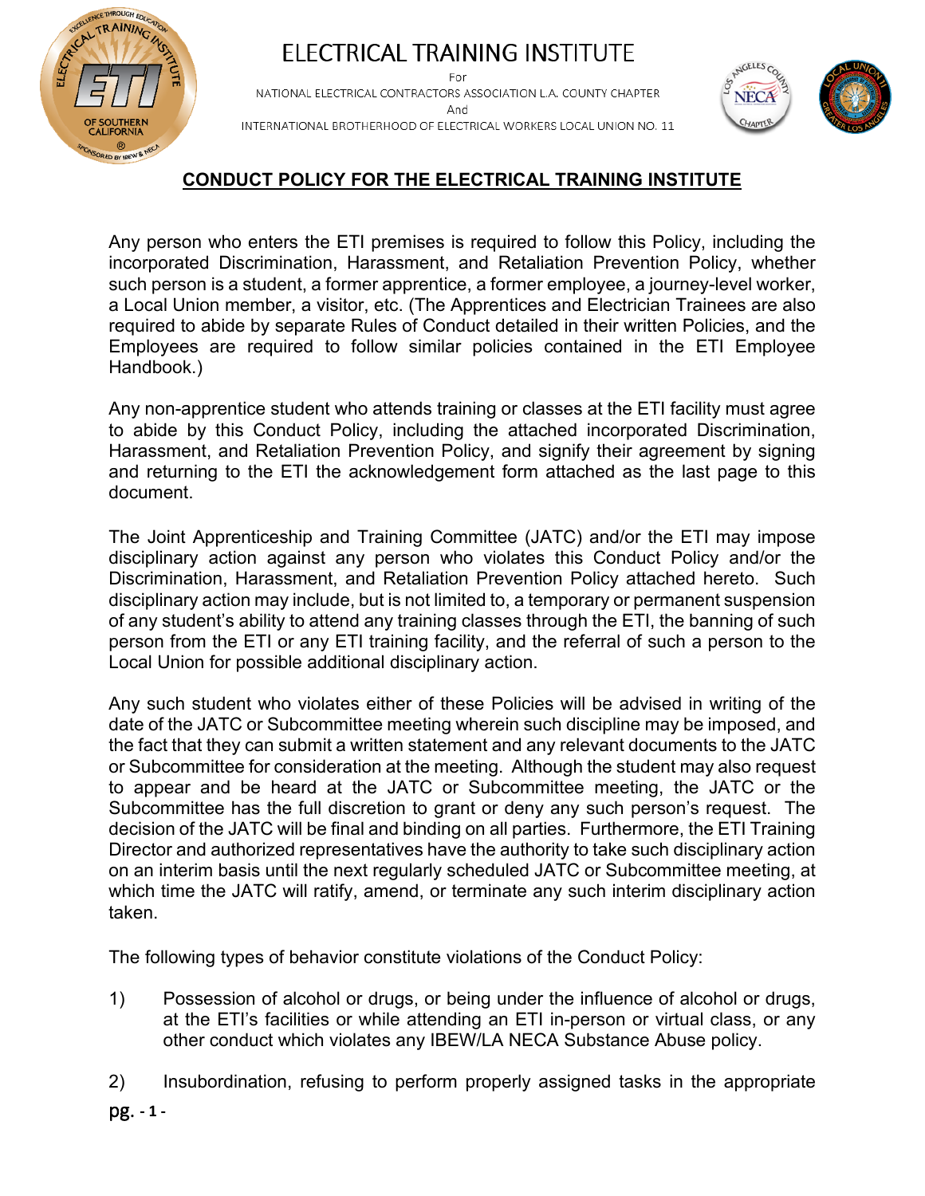# ELECTRICAL TRAINING INSTITUTE

For

NATIONAL ELECTRICAL CONTRACTORS ASSOCIATION L.A. COUNTY CHAPTER

And

INTERNATIONAL BROTHERHOOD OF ELECTRICAL WORKERS LOCAL UNION NO. 11

## CONDUCT POLICY FOR THE ELECTRICAL TRAINING INSTITUTE

Any person who enters the ETI premises is required to follow this Policy, including the incorporated Discrimination, Harassment, and Retaliation Prevention Policy, whether such person is a student, a former apprentice, a former employee, a journey-level worker, a Local Union member, a visitor, etc. (The Apprentices and Electrician Trainees are also required to abide by separate Rules of Conduct detailed in their written Policies, and the Employees are required to follow similar policies contained in the ETI Employee Handbook.)

Any non-apprentice student who attends training or classes at the ETI facility must agree to abide by this Conduct Policy, including the attached incorporated Discrimination, Harassment, and Retaliation Prevention Policy, and signify their agreement by signing and returning to the ETI the acknowledgement form attached as the last page to this document.

The Joint Apprenticeship and Training Committee (JATC) and/or the ETI may impose disciplinary action against any person who violates this Conduct Policy and/or the Discrimination, Harassment, and Retaliation Prevention Policy attached hereto. Such disciplinary action may include, but is not limited to, a temporary or permanent suspension of any student's ability to attend any training classes through the ETI, the banning of such person from the ETI or any ETI training facility, and the referral of such a person to the Local Union for possible additional disciplinary action.

Any such student who violates either of these Policies will be advised in writing of the date of the JATC or Subcommittee meeting wherein such discipline may be imposed, and the fact that they can submit a written statement and any relevant documents to the JATC or Subcommittee for consideration at the meeting. Although the student may also request to appear and be heard at the JATC or Subcommittee meeting, the JATC or the Subcommittee has the full discretion to grant or deny any such person's request. The decision of the JATC will be final and binding on all parties. Furthermore, the ETI Training Director and authorized representatives have the authority to take such disciplinary action on an interim basis until the next regularly scheduled JATC or Subcommittee meeting, at which time the JATC will ratify, amend, or terminate any such interim disciplinary action taken.

The following types of behavior constitute violations of the Conduct Policy:

1) Possession of alcohol or drugs, or being under the influence of alcohol or drugs, at the ETI's facilities or while attending an ETI in-person or virtual class, or any other conduct which violates any IBEW/LA NECA Substance Abuse policy.

2) Insubordination, refusing to perform properly assigned tasks in the appropriate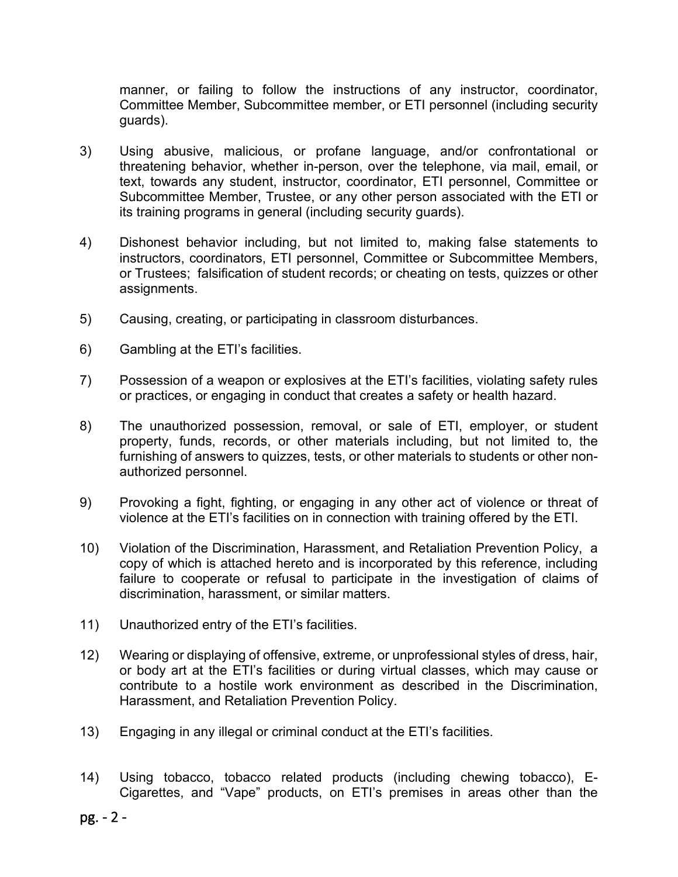manner, or failing to follow the instructions of any instructor, coordinator, Committee Member, Subcommittee member, or ETI personnel (including security guards).

3) Using abusive, malicious, or profane language, and/or confrontational or threatening behavior, whether in-person, over the telephone, via mail, email, or text, towards any student, instructor, coordinator, ETI personnel, Committee or Subcommittee Member, Trustee, or any other person associated with the ETI or its training programs in general (including security guards).

4) Dishonest behavior including, but not limited to, making false statements to instructors, coordinators, ETI personnel, Committee or Subcommittee Members, or Trustees; falsification of student records; or cheating on tests, quizzes or other assignments.

5) Causing, creating, or participating in classroom disturbances.

6) Gambling at the ETI's facilities.

7) Possession of a weapon or explosives at the ETI's facilities, violating safety rules or practices, or engaging in conduct that creates a safety or health hazard.

8) The unauthorized possession, removal, or sale of ETI, employer, or student property, funds, records, or other materials including, but not limited to, the furnishing of answers to quizzes, tests, or other materials to students or other non-authorized personnel.

9) Provoking a fight, fighting, or engaging in any other act of violence or threat of violence at the ETI's facilities on in connection with training offered by the ETI.

10) Violation of the Discrimination, Harassment, and Retaliation Prevention Policy, a copy of which is attached hereto and is incorporated by this reference, including failure to cooperate or refusal to participate in the investigation of claims of discrimination, harassment, or similar matters.

11) Unauthorized entry of the ETI's facilities.

12) Wearing or displaying of offensive, extreme, or unprofessional styles of dress, hair, or body art at the ETI's facilities or during virtual classes, which may cause or contribute to a hostile work environment as described in the Discrimination, Harassment, and Retaliation Prevention Policy.

13) Engaging in any illegal or criminal conduct at the ETI's facilities.

14) Using tobacco, tobacco related products (including chewing tobacco), E-Cigarettes, and "Vape" products, on ETI's premises in areas other than the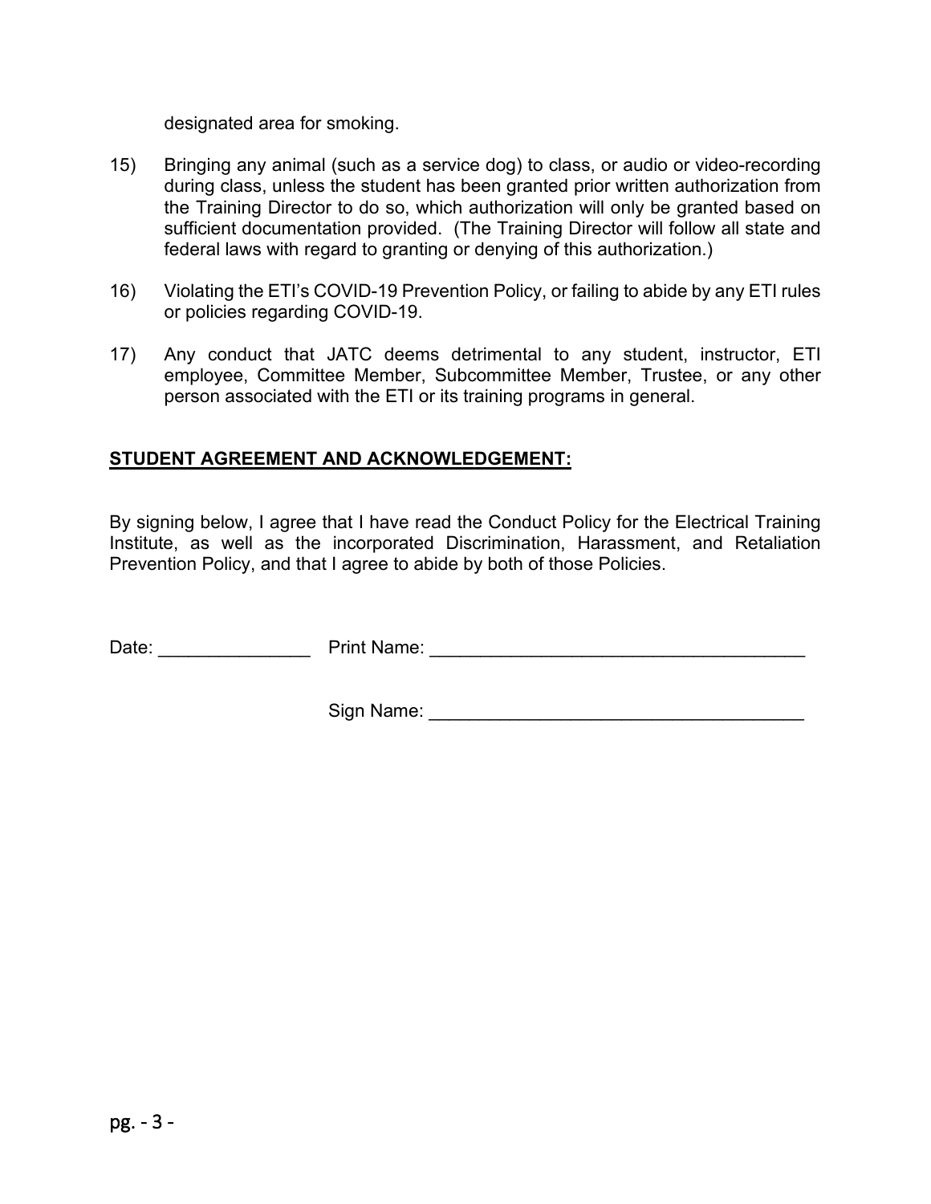designated area for smoking.

15) Bringing any animal (such as a service dog) to class, or audio or video-recording during class, unless the student has been granted prior written authorization from the Training Director to do so, which authorization will only be granted based on sufficient documentation provided. (The Training Director will follow all state and federal laws with regard to granting or denying of this authorization.)

16) Violating the ETI's COVID-19 Prevention Policy, or failing to abide by any ETI rules or policies regarding COVID-19.

17) Any conduct that JATC deems detrimental to any student, instructor, ETI employee, Committee Member, Subcommittee Member, Trustee, or any other person associated with the ETI or its training programs in general.

**STUDENT AGREEMENT AND ACKNOWLEDGEMENT:**

By signing below, I agree that I have read the Conduct Policy for the Electrical Training Institute, as well as the incorporated Discrimination, Harassment, and Retaliation Prevention Policy, and that I agree to abide by both of those Policies.

Date: _______________ Print Name: _____________________________________

Sign Name: _____________________________________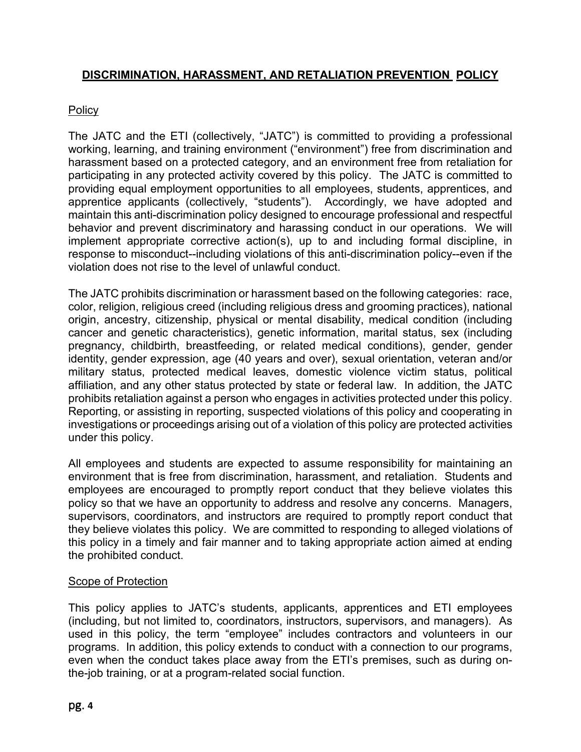## DISCRIMINATION, HARASSMENT, AND RETALIATION PREVENTION POLICY

Policy

The JATC and the ETI (collectively, "JATC") is committed to providing a professional working, learning, and training environment ("environment") free from discrimination and harassment based on a protected category, and an environment free from retaliation for participating in any protected activity covered by this policy. The JATC is committed to providing equal employment opportunities to all employees, students, apprentices, and apprentice applicants (collectively, "students"). Accordingly, we have adopted and maintain this anti-discrimination policy designed to encourage professional and respectful behavior and prevent discriminatory and harassing conduct in our operations. We will implement appropriate corrective action(s), up to and including formal discipline, in response to misconduct--including violations of this anti-discrimination policy--even if the violation does not rise to the level of unlawful conduct.

The JATC prohibits discrimination or harassment based on the following categories: race, color, religion, religious creed (including religious dress and grooming practices), national origin, ancestry, citizenship, physical or mental disability, medical condition (including cancer and genetic characteristics), genetic information, marital status, sex (including pregnancy, childbirth, breastfeeding, or related medical conditions), gender, gender identity, gender expression, age (40 years and over), sexual orientation, veteran and/or military status, protected medical leaves, domestic violence victim status, political affiliation, and any other status protected by state or federal law. In addition, the JATC prohibits retaliation against a person who engages in activities protected under this policy. Reporting, or assisting in reporting, suspected violations of this policy and cooperating in investigations or proceedings arising out of a violation of this policy are protected activities under this policy.

All employees and students are expected to assume responsibility for maintaining an environment that is free from discrimination, harassment, and retaliation. Students and employees are encouraged to promptly report conduct that they believe violates this policy so that we have an opportunity to address and resolve any concerns. Managers, supervisors, coordinators, and instructors are required to promptly report conduct that they believe violates this policy. We are committed to responding to alleged violations of this policy in a timely and fair manner and to taking appropriate action aimed at ending the prohibited conduct.

Scope of Protection

This policy applies to JATC's students, applicants, apprentices and ETI employees (including, but not limited to, coordinators, instructors, supervisors, and managers). As used in this policy, the term "employee" includes contractors and volunteers in our programs. In addition, this policy extends to conduct with a connection to our programs, even when the conduct takes place away from the ETI's premises, such as during on-the-job training, or at a program-related social function.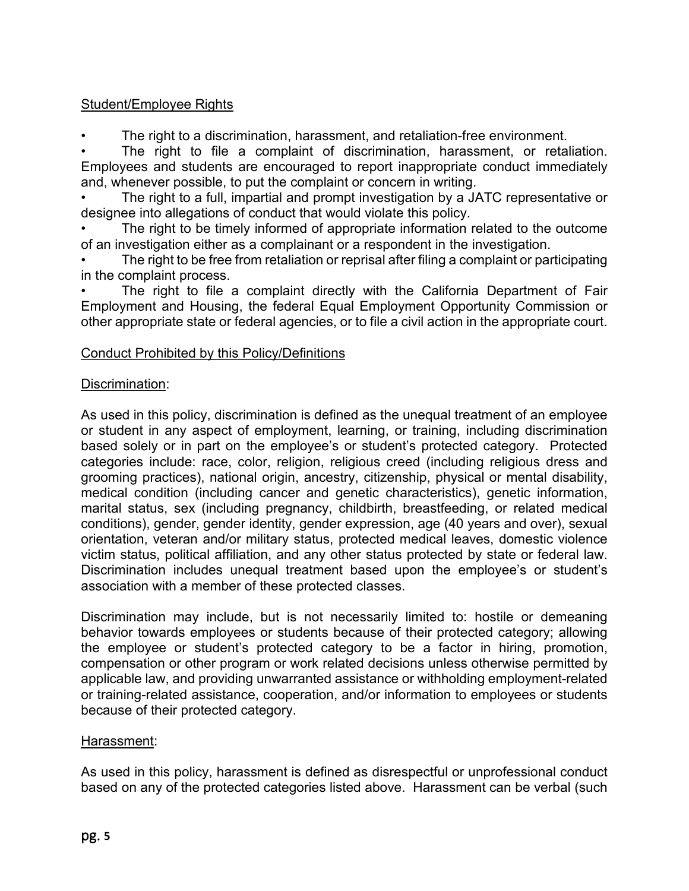Student/Employee Rights

- The right to a discrimination, harassment, and retaliation-free environment.
- The right to file a complaint of discrimination, harassment, or retaliation. Employees and students are encouraged to report inappropriate conduct immediately and, whenever possible, to put the complaint or concern in writing.
- The right to a full, impartial and prompt investigation by a JATC representative or designee into allegations of conduct that would violate this policy.
- The right to be timely informed of appropriate information related to the outcome of an investigation either as a complainant or a respondent in the investigation.
- The right to be free from retaliation or reprisal after filing a complaint or participating in the complaint process.
- The right to file a complaint directly with the California Department of Fair Employment and Housing, the federal Equal Employment Opportunity Commission or other appropriate state or federal agencies, or to file a civil action in the appropriate court.

Conduct Prohibited by this Policy/Definitions

Discrimination:

As used in this policy, discrimination is defined as the unequal treatment of an employee or student in any aspect of employment, learning, or training, including discrimination based solely or in part on the employee's or student's protected category. Protected categories include: race, color, religion, religious creed (including religious dress and grooming practices), national origin, ancestry, citizenship, physical or mental disability, medical condition (including cancer and genetic characteristics), genetic information, marital status, sex (including pregnancy, childbirth, breastfeeding, or related medical conditions), gender, gender identity, gender expression, age (40 years and over), sexual orientation, veteran and/or military status, protected medical leaves, domestic violence victim status, political affiliation, and any other status protected by state or federal law. Discrimination includes unequal treatment based upon the employee's or student's association with a member of these protected classes.

Discrimination may include, but is not necessarily limited to: hostile or demeaning behavior towards employees or students because of their protected category; allowing the employee or student's protected category to be a factor in hiring, promotion, compensation or other program or work related decisions unless otherwise permitted by applicable law, and providing unwarranted assistance or withholding employment-related or training-related assistance, cooperation, and/or information to employees or students because of their protected category.

Harassment:

As used in this policy, harassment is defined as disrespectful or unprofessional conduct based on any of the protected categories listed above. Harassment can be verbal (such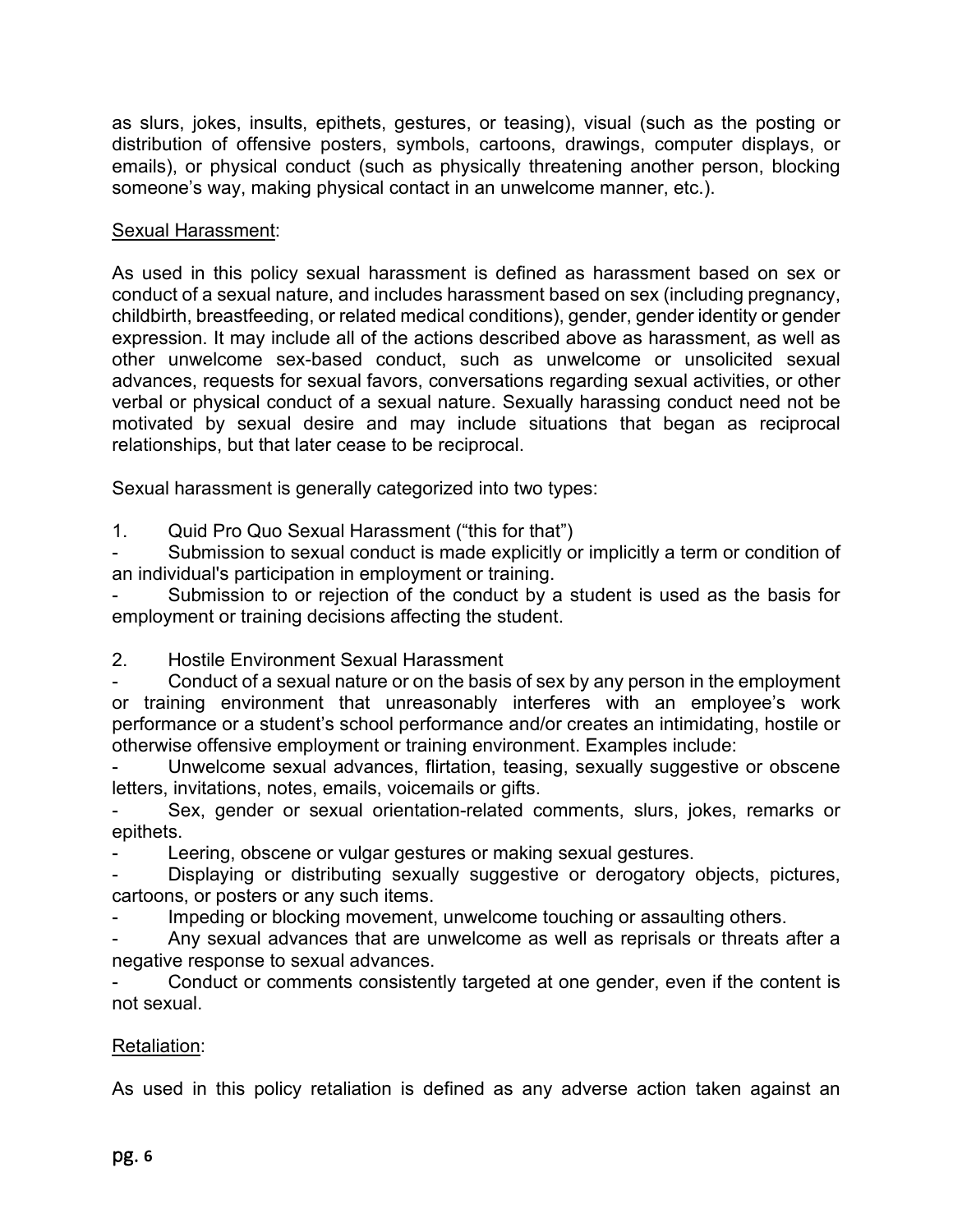as slurs, jokes, insults, epithets, gestures, or teasing), visual (such as the posting or distribution of offensive posters, symbols, cartoons, drawings, computer displays, or emails), or physical conduct (such as physically threatening another person, blocking someone's way, making physical contact in an unwelcome manner, etc.).

<u>Sexual Harassment</u>:

As used in this policy sexual harassment is defined as harassment based on sex or conduct of a sexual nature, and includes harassment based on sex (including pregnancy, childbirth, breastfeeding, or related medical conditions), gender, gender identity or gender expression. It may include all of the actions described above as harassment, as well as other unwelcome sex-based conduct, such as unwelcome or unsolicited sexual advances, requests for sexual favors, conversations regarding sexual activities, or other verbal or physical conduct of a sexual nature. Sexually harassing conduct need not be motivated by sexual desire and may include situations that began as reciprocal relationships, but that later cease to be reciprocal.

Sexual harassment is generally categorized into two types:

1. Quid Pro Quo Sexual Harassment ("this for that")

- Submission to sexual conduct is made explicitly or implicitly a term or condition of an individual's participation in employment or training.
- Submission to or rejection of the conduct by a student is used as the basis for employment or training decisions affecting the student.

2. Hostile Environment Sexual Harassment

- Conduct of a sexual nature or on the basis of sex by any person in the employment or training environment that unreasonably interferes with an employee's work performance or a student's school performance and/or creates an intimidating, hostile or otherwise offensive employment or training environment. Examples include:
- Unwelcome sexual advances, flirtation, teasing, sexually suggestive or obscene letters, invitations, notes, emails, voicemails or gifts.
- Sex, gender or sexual orientation-related comments, slurs, jokes, remarks or epithets.
- Leering, obscene or vulgar gestures or making sexual gestures.
- Displaying or distributing sexually suggestive or derogatory objects, pictures, cartoons, or posters or any such items.
- Impeding or blocking movement, unwelcome touching or assaulting others.
- Any sexual advances that are unwelcome as well as reprisals or threats after a negative response to sexual advances.
- Conduct or comments consistently targeted at one gender, even if the content is not sexual.

<u>Retaliation</u>:

As used in this policy retaliation is defined as any adverse action taken against an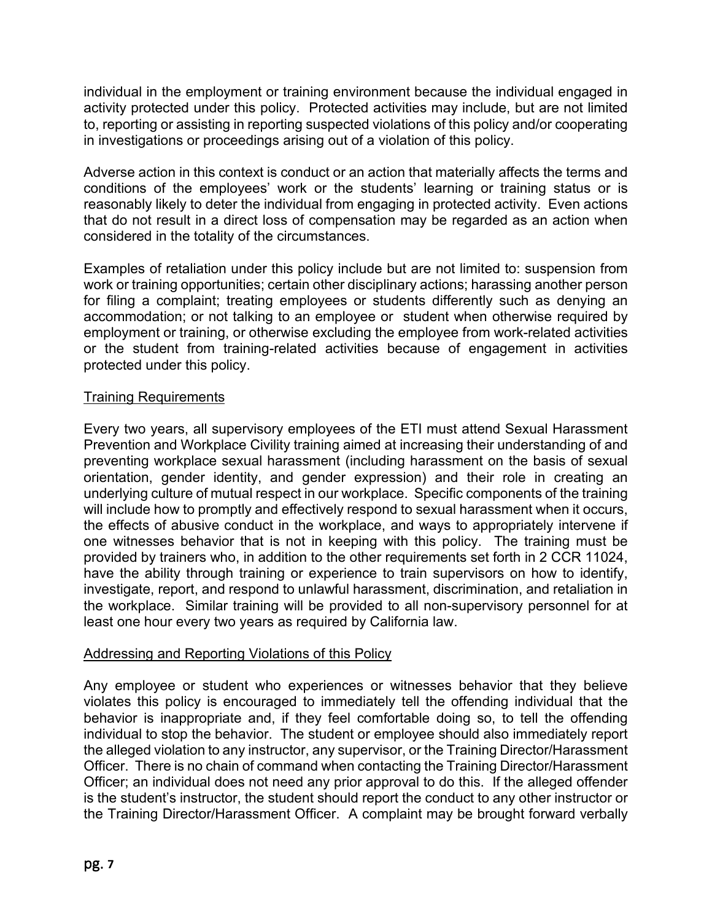individual in the employment or training environment because the individual engaged in activity protected under this policy. Protected activities may include, but are not limited to, reporting or assisting in reporting suspected violations of this policy and/or cooperating in investigations or proceedings arising out of a violation of this policy.

Adverse action in this context is conduct or an action that materially affects the terms and conditions of the employees' work or the students' learning or training status or is reasonably likely to deter the individual from engaging in protected activity. Even actions that do not result in a direct loss of compensation may be regarded as an action when considered in the totality of the circumstances.

Examples of retaliation under this policy include but are not limited to: suspension from work or training opportunities; certain other disciplinary actions; harassing another person for filing a complaint; treating employees or students differently such as denying an accommodation; or not talking to an employee or student when otherwise required by employment or training, or otherwise excluding the employee from work-related activities or the student from training-related activities because of engagement in activities protected under this policy.

<u>Training Requirements</u>

Every two years, all supervisory employees of the ETI must attend Sexual Harassment Prevention and Workplace Civility training aimed at increasing their understanding of and preventing workplace sexual harassment (including harassment on the basis of sexual orientation, gender identity, and gender expression) and their role in creating an underlying culture of mutual respect in our workplace. Specific components of the training will include how to promptly and effectively respond to sexual harassment when it occurs, the effects of abusive conduct in the workplace, and ways to appropriately intervene if one witnesses behavior that is not in keeping with this policy. The training must be provided by trainers who, in addition to the other requirements set forth in 2 CCR 11024, have the ability through training or experience to train supervisors on how to identify, investigate, report, and respond to unlawful harassment, discrimination, and retaliation in the workplace. Similar training will be provided to all non-supervisory personnel for at least one hour every two years as required by California law.

<u>Addressing and Reporting Violations of this Policy</u>

Any employee or student who experiences or witnesses behavior that they believe violates this policy is encouraged to immediately tell the offending individual that the behavior is inappropriate and, if they feel comfortable doing so, to tell the offending individual to stop the behavior. The student or employee should also immediately report the alleged violation to any instructor, any supervisor, or the Training Director/Harassment Officer. There is no chain of command when contacting the Training Director/Harassment Officer; an individual does not need any prior approval to do this. If the alleged offender is the student's instructor, the student should report the conduct to any other instructor or the Training Director/Harassment Officer. A complaint may be brought forward verbally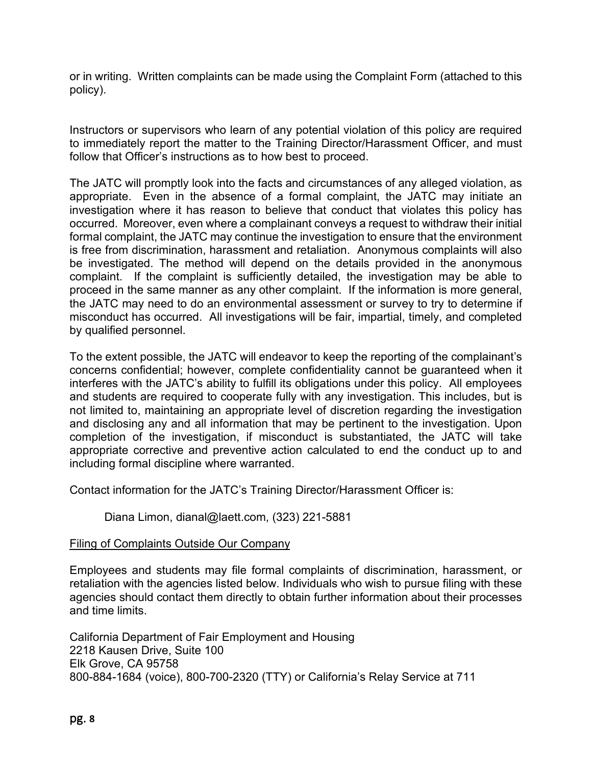or in writing. Written complaints can be made using the Complaint Form (attached to this policy).

Instructors or supervisors who learn of any potential violation of this policy are required to immediately report the matter to the Training Director/Harassment Officer, and must follow that Officer's instructions as to how best to proceed.

The JATC will promptly look into the facts and circumstances of any alleged violation, as appropriate. Even in the absence of a formal complaint, the JATC may initiate an investigation where it has reason to believe that conduct that violates this policy has occurred. Moreover, even where a complainant conveys a request to withdraw their initial formal complaint, the JATC may continue the investigation to ensure that the environment is free from discrimination, harassment and retaliation. Anonymous complaints will also be investigated. The method will depend on the details provided in the anonymous complaint. If the complaint is sufficiently detailed, the investigation may be able to proceed in the same manner as any other complaint. If the information is more general, the JATC may need to do an environmental assessment or survey to try to determine if misconduct has occurred. All investigations will be fair, impartial, timely, and completed by qualified personnel.

To the extent possible, the JATC will endeavor to keep the reporting of the complainant's concerns confidential; however, complete confidentiality cannot be guaranteed when it interferes with the JATC's ability to fulfill its obligations under this policy. All employees and students are required to cooperate fully with any investigation. This includes, but is not limited to, maintaining an appropriate level of discretion regarding the investigation and disclosing any and all information that may be pertinent to the investigation. Upon completion of the investigation, if misconduct is substantiated, the JATC will take appropriate corrective and preventive action calculated to end the conduct up to and including formal discipline where warranted.

Contact information for the JATC's Training Director/Harassment Officer is:

Diana Limon, dianal@laett.com, (323) 221-5881

<u>Filing of Complaints Outside Our Company</u>

Employees and students may file formal complaints of discrimination, harassment, or retaliation with the agencies listed below. Individuals who wish to pursue filing with these agencies should contact them directly to obtain further information about their processes and time limits.

California Department of Fair Employment and Housing
2218 Kausen Drive, Suite 100
Elk Grove, CA 95758
800-884-1684 (voice), 800-700-2320 (TTY) or California's Relay Service at 711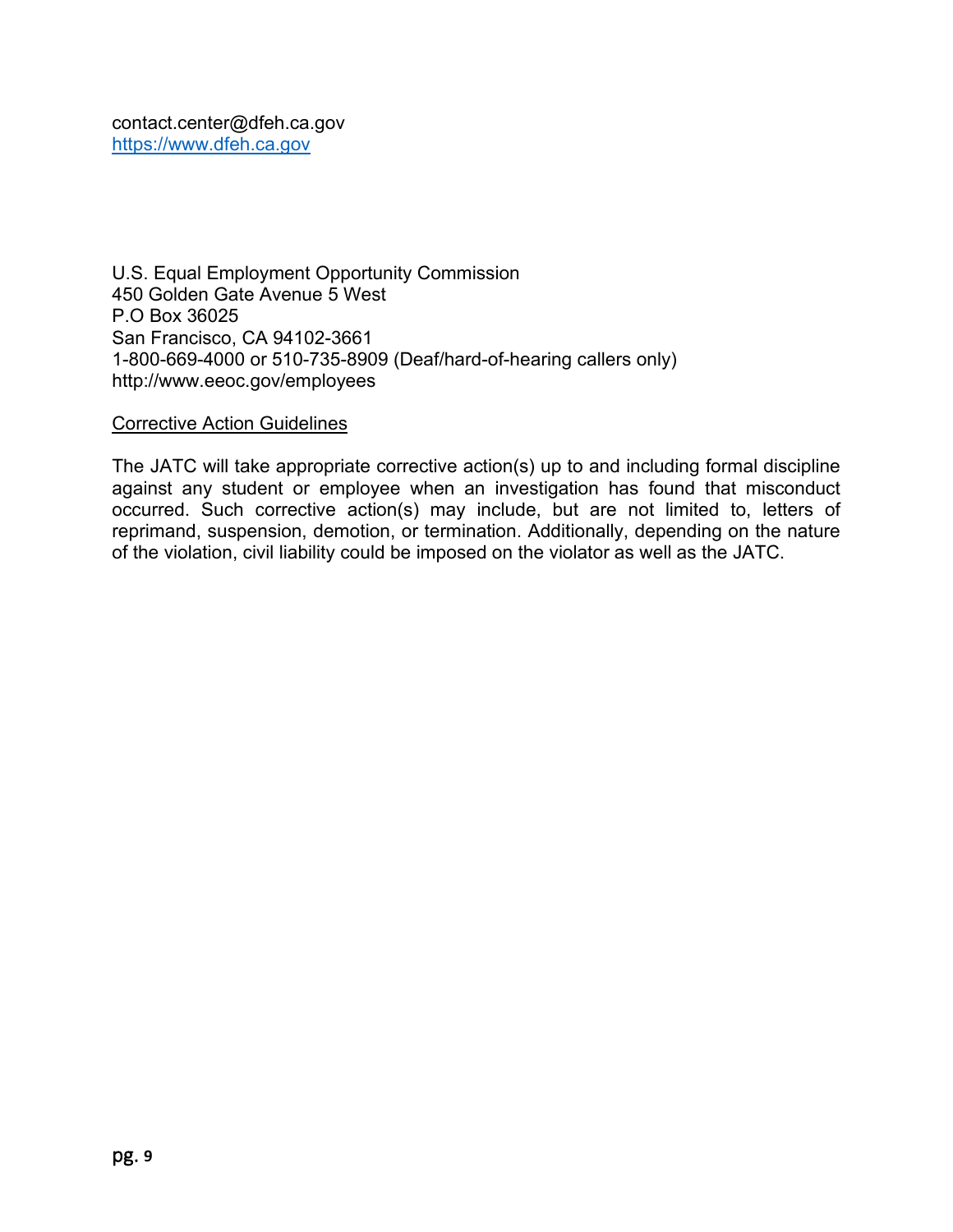contact.center@dfeh.ca.gov
https://www.dfeh.ca.gov

U.S. Equal Employment Opportunity Commission
450 Golden Gate Avenue 5 West
P.O Box 36025
San Francisco, CA 94102-3661
1-800-669-4000 or 510-735-8909 (Deaf/hard-of-hearing callers only)
http://www.eeoc.gov/employees

Corrective Action Guidelines

The JATC will take appropriate corrective action(s) up to and including formal discipline against any student or employee when an investigation has found that misconduct occurred. Such corrective action(s) may include, but are not limited to, letters of reprimand, suspension, demotion, or termination. Additionally, depending on the nature of the violation, civil liability could be imposed on the violator as well as the JATC.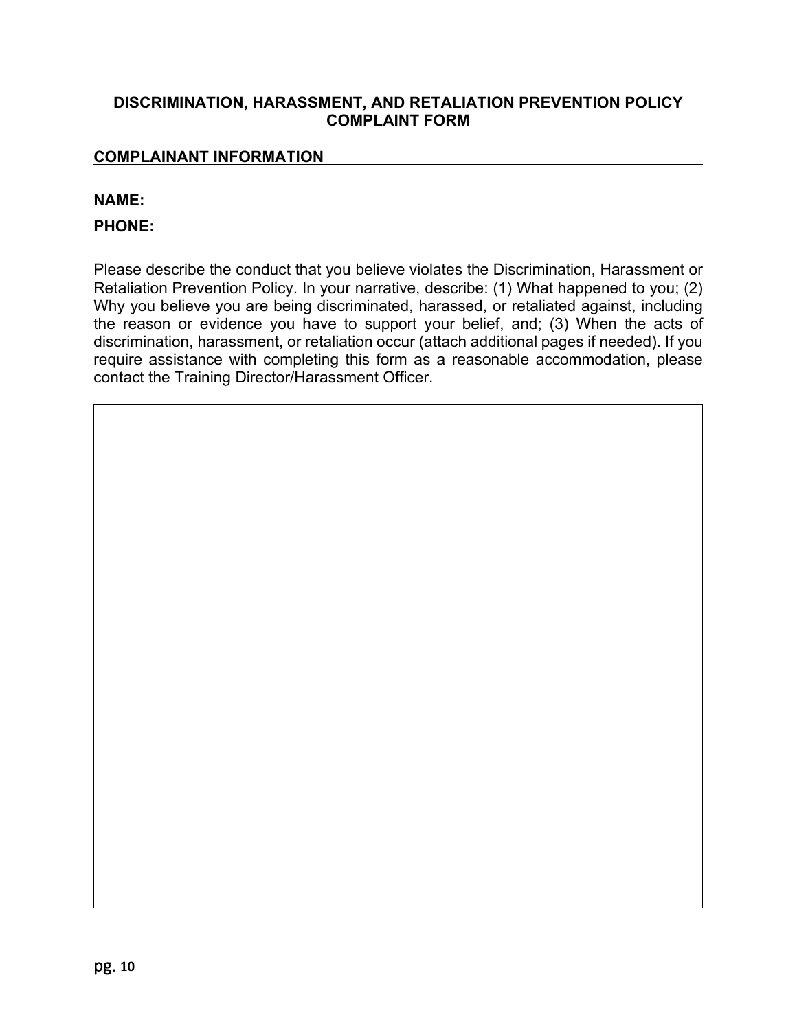**DISCRIMINATION, HARASSMENT, AND RETALIATION PREVENTION POLICY COMPLAINT FORM**

**COMPLAINANT INFORMATION**

**NAME:**

**PHONE:**

Please describe the conduct that you believe violates the Discrimination, Harassment or Retaliation Prevention Policy. In your narrative, describe: (1) What happened to you; (2) Why you believe you are being discriminated, harassed, or retaliated against, including the reason or evidence you have to support your belief, and; (3) When the acts of discrimination, harassment, or retaliation occur (attach additional pages if needed). If you require assistance with completing this form as a reasonable accommodation, please contact the Training Director/Harassment Officer.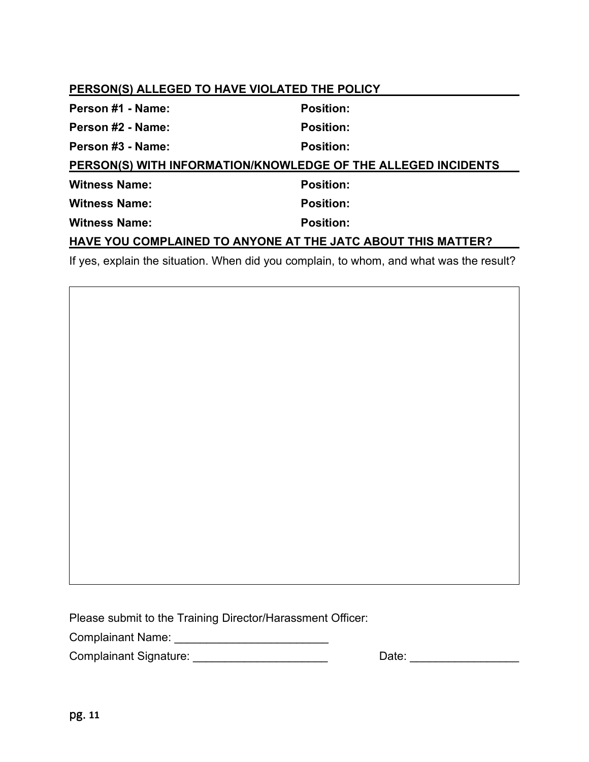**PERSON(S) ALLEGED TO HAVE VIOLATED THE POLICY**

**Person #1 - Name:** **Position:**

**Person #2 - Name:** **Position:**

**Person #3 - Name:** **Position:**

**PERSON(S) WITH INFORMATION/KNOWLEDGE OF THE ALLEGED INCIDENTS**

**Witness Name:** **Position:**

**Witness Name:** **Position:**

**Witness Name:** **Position:**

**HAVE YOU COMPLAINED TO ANYONE AT THE JATC ABOUT THIS MATTER?**

If yes, explain the situation. When did you complain, to whom, and what was the result?

Please submit to the Training Director/Harassment Officer:

Complainant Name: ________________________

Complainant Signature: _____________________ Date: _________________